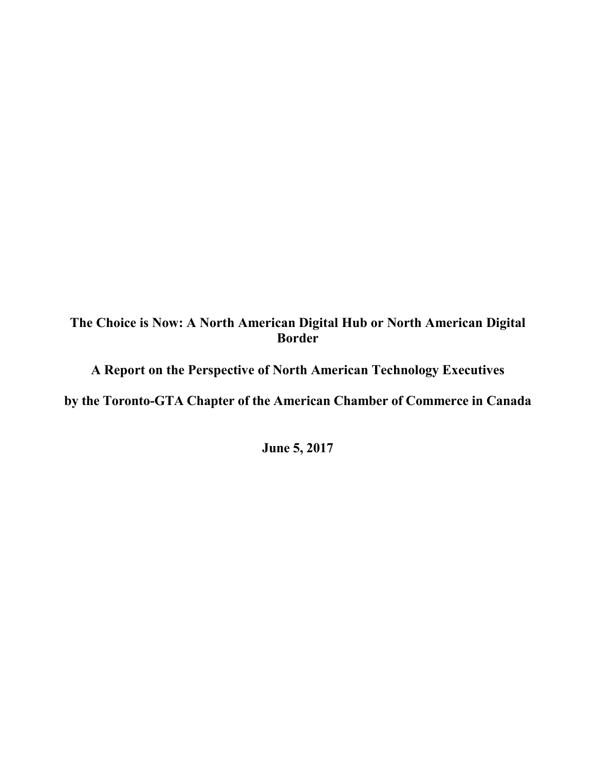# The Choice is Now: A North American Digital Hub or North American Digital Border

## A Report on the Perspective of North American Technology Executives

## by the Toronto-GTA Chapter of the American Chamber of Commerce in Canada

**June 5, 2017**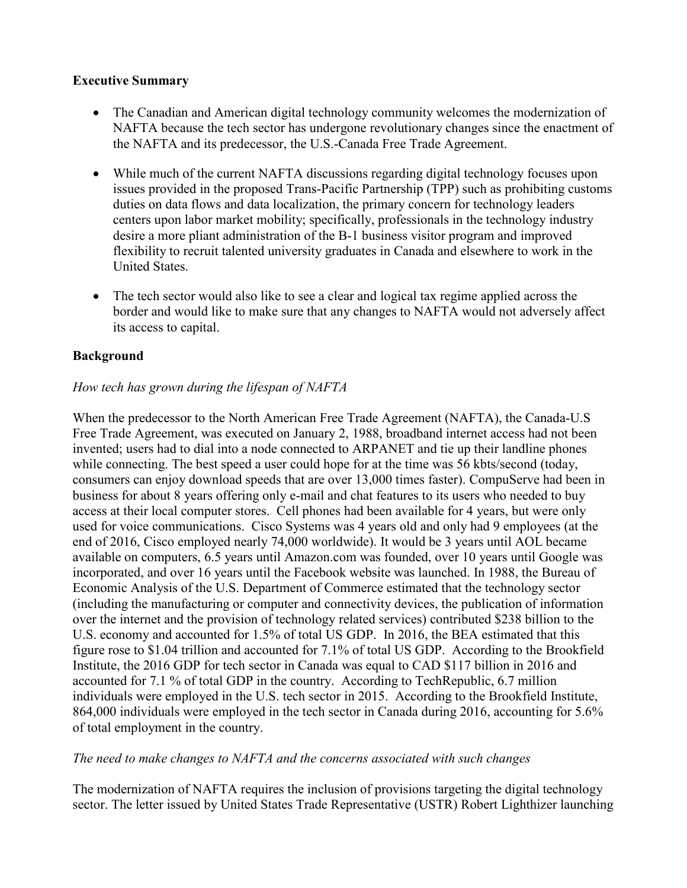**Executive Summary**

- The Canadian and American digital technology community welcomes the modernization of NAFTA because the tech sector has undergone revolutionary changes since the enactment of the NAFTA and its predecessor, the U.S.-Canada Free Trade Agreement.
- While much of the current NAFTA discussions regarding digital technology focuses upon issues provided in the proposed Trans-Pacific Partnership (TPP) such as prohibiting customs duties on data flows and data localization, the primary concern for technology leaders centers upon labor market mobility; specifically, professionals in the technology industry desire a more pliant administration of the B-1 business visitor program and improved flexibility to recruit talented university graduates in Canada and elsewhere to work in the United States.
- The tech sector would also like to see a clear and logical tax regime applied across the border and would like to make sure that any changes to NAFTA would not adversely affect its access to capital.

**Background**

*How tech has grown during the lifespan of NAFTA*

When the predecessor to the North American Free Trade Agreement (NAFTA), the Canada-U.S Free Trade Agreement, was executed on January 2, 1988, broadband internet access had not been invented; users had to dial into a node connected to ARPANET and tie up their landline phones while connecting. The best speed a user could hope for at the time was 56 kbts/second (today, consumers can enjoy download speeds that are over 13,000 times faster). CompuServe had been in business for about 8 years offering only e-mail and chat features to its users who needed to buy access at their local computer stores. Cell phones had been available for 4 years, but were only used for voice communications. Cisco Systems was 4 years old and only had 9 employees (at the end of 2016, Cisco employed nearly 74,000 worldwide). It would be 3 years until AOL became available on computers, 6.5 years until Amazon.com was founded, over 10 years until Google was incorporated, and over 16 years until the Facebook website was launched. In 1988, the Bureau of Economic Analysis of the U.S. Department of Commerce estimated that the technology sector (including the manufacturing or computer and connectivity devices, the publication of information over the internet and the provision of technology related services) contributed $238 billion to the U.S. economy and accounted for 1.5% of total US GDP. In 2016, the BEA estimated that this figure rose to $1.04 trillion and accounted for 7.1% of total US GDP. According to the Brookfield Institute, the 2016 GDP for tech sector in Canada was equal to CAD $117 billion in 2016 and accounted for 7.1 % of total GDP in the country. According to TechRepublic, 6.7 million individuals were employed in the U.S. tech sector in 2015. According to the Brookfield Institute, 864,000 individuals were employed in the tech sector in Canada during 2016, accounting for 5.6% of total employment in the country.

*The need to make changes to NAFTA and the concerns associated with such changes*

The modernization of NAFTA requires the inclusion of provisions targeting the digital technology sector. The letter issued by United States Trade Representative (USTR) Robert Lighthizer launching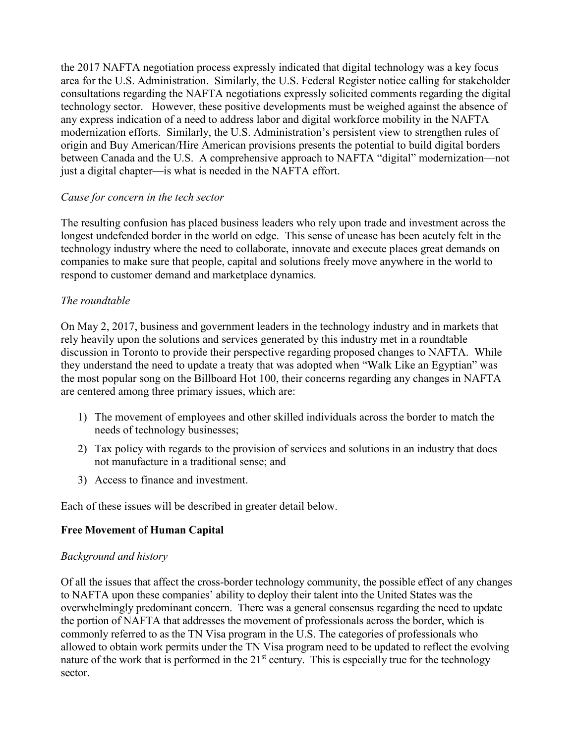the 2017 NAFTA negotiation process expressly indicated that digital technology was a key focus area for the U.S. Administration. Similarly, the U.S. Federal Register notice calling for stakeholder consultations regarding the NAFTA negotiations expressly solicited comments regarding the digital technology sector. However, these positive developments must be weighed against the absence of any express indication of a need to address labor and digital workforce mobility in the NAFTA modernization efforts. Similarly, the U.S. Administration's persistent view to strengthen rules of origin and Buy American/Hire American provisions presents the potential to build digital borders between Canada and the U.S. A comprehensive approach to NAFTA "digital" modernization—not just a digital chapter—is what is needed in the NAFTA effort.

*Cause for concern in the tech sector*

The resulting confusion has placed business leaders who rely upon trade and investment across the longest undefended border in the world on edge. This sense of unease has been acutely felt in the technology industry where the need to collaborate, innovate and execute places great demands on companies to make sure that people, capital and solutions freely move anywhere in the world to respond to customer demand and marketplace dynamics.

*The roundtable*

On May 2, 2017, business and government leaders in the technology industry and in markets that rely heavily upon the solutions and services generated by this industry met in a roundtable discussion in Toronto to provide their perspective regarding proposed changes to NAFTA. While they understand the need to update a treaty that was adopted when "Walk Like an Egyptian" was the most popular song on the Billboard Hot 100, their concerns regarding any changes in NAFTA are centered among three primary issues, which are:

1) The movement of employees and other skilled individuals across the border to match the needs of technology businesses;
2) Tax policy with regards to the provision of services and solutions in an industry that does not manufacture in a traditional sense; and
3) Access to finance and investment.

Each of these issues will be described in greater detail below.

**Free Movement of Human Capital**

*Background and history*

Of all the issues that affect the cross-border technology community, the possible effect of any changes to NAFTA upon these companies' ability to deploy their talent into the United States was the overwhelmingly predominant concern. There was a general consensus regarding the need to update the portion of NAFTA that addresses the movement of professionals across the border, which is commonly referred to as the TN Visa program in the U.S. The categories of professionals who allowed to obtain work permits under the TN Visa program need to be updated to reflect the evolving nature of the work that is performed in the 21st century. This is especially true for the technology sector.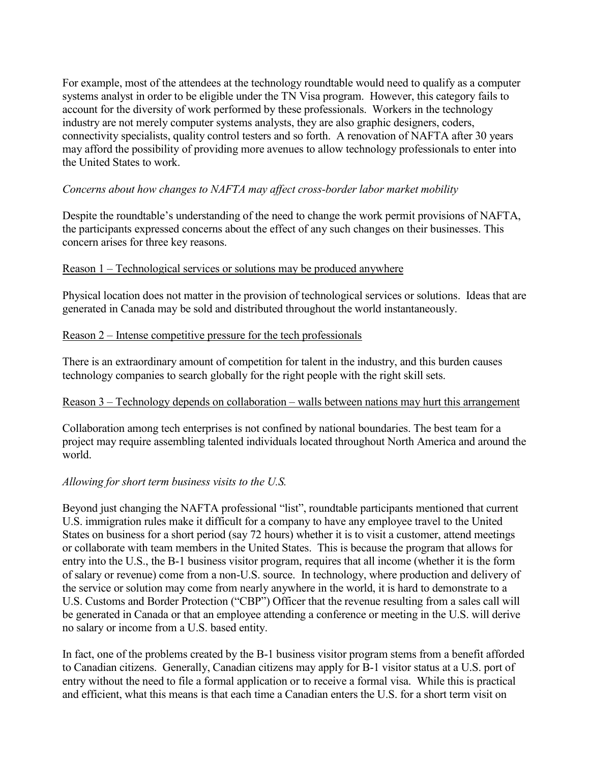For example, most of the attendees at the technology roundtable would need to qualify as a computer systems analyst in order to be eligible under the TN Visa program. However, this category fails to account for the diversity of work performed by these professionals. Workers in the technology industry are not merely computer systems analysts, they are also graphic designers, coders, connectivity specialists, quality control testers and so forth. A renovation of NAFTA after 30 years may afford the possibility of providing more avenues to allow technology professionals to enter into the United States to work.

*Concerns about how changes to NAFTA may affect cross-border labor market mobility*

Despite the roundtable's understanding of the need to change the work permit provisions of NAFTA, the participants expressed concerns about the effect of any such changes on their businesses. This concern arises for three key reasons.

<u>Reason 1 – Technological services or solutions may be produced anywhere</u>

Physical location does not matter in the provision of technological services or solutions. Ideas that are generated in Canada may be sold and distributed throughout the world instantaneously.

<u>Reason 2 – Intense competitive pressure for the tech professionals</u>

There is an extraordinary amount of competition for talent in the industry, and this burden causes technology companies to search globally for the right people with the right skill sets.

<u>Reason 3 – Technology depends on collaboration – walls between nations may hurt this arrangement</u>

Collaboration among tech enterprises is not confined by national boundaries. The best team for a project may require assembling talented individuals located throughout North America and around the world.

*Allowing for short term business visits to the U.S.*

Beyond just changing the NAFTA professional "list", roundtable participants mentioned that current U.S. immigration rules make it difficult for a company to have any employee travel to the United States on business for a short period (say 72 hours) whether it is to visit a customer, attend meetings or collaborate with team members in the United States. This is because the program that allows for entry into the U.S., the B-1 business visitor program, requires that all income (whether it is the form of salary or revenue) come from a non-U.S. source. In technology, where production and delivery of the service or solution may come from nearly anywhere in the world, it is hard to demonstrate to a U.S. Customs and Border Protection ("CBP") Officer that the revenue resulting from a sales call will be generated in Canada or that an employee attending a conference or meeting in the U.S. will derive no salary or income from a U.S. based entity.

In fact, one of the problems created by the B-1 business visitor program stems from a benefit afforded to Canadian citizens. Generally, Canadian citizens may apply for B-1 visitor status at a U.S. port of entry without the need to file a formal application or to receive a formal visa. While this is practical and efficient, what this means is that each time a Canadian enters the U.S. for a short term visit on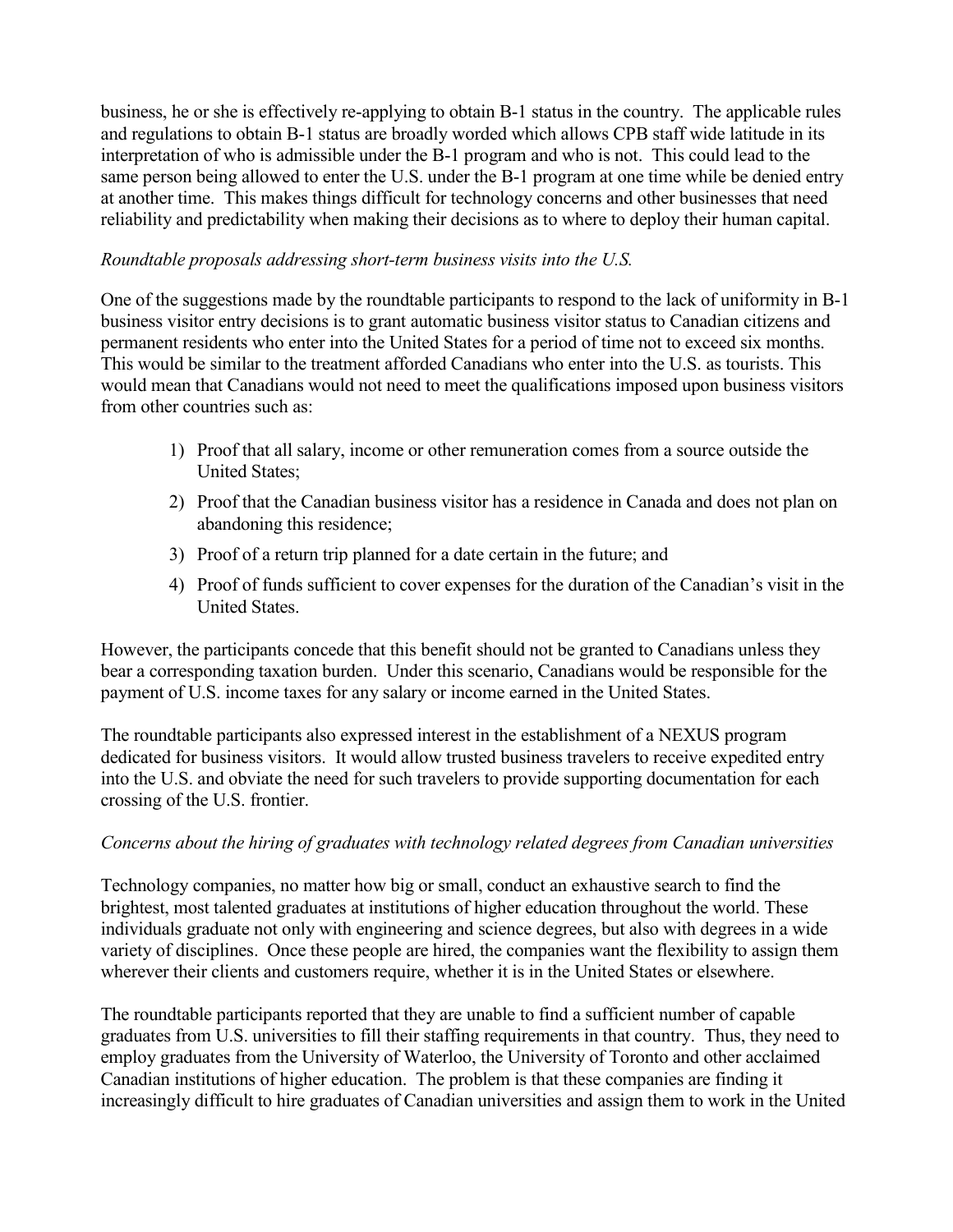business, he or she is effectively re-applying to obtain B-1 status in the country. The applicable rules and regulations to obtain B-1 status are broadly worded which allows CPB staff wide latitude in its interpretation of who is admissible under the B-1 program and who is not. This could lead to the same person being allowed to enter the U.S. under the B-1 program at one time while be denied entry at another time. This makes things difficult for technology concerns and other businesses that need reliability and predictability when making their decisions as to where to deploy their human capital.

*Roundtable proposals addressing short-term business visits into the U.S.*

One of the suggestions made by the roundtable participants to respond to the lack of uniformity in B-1 business visitor entry decisions is to grant automatic business visitor status to Canadian citizens and permanent residents who enter into the United States for a period of time not to exceed six months. This would be similar to the treatment afforded Canadians who enter into the U.S. as tourists. This would mean that Canadians would not need to meet the qualifications imposed upon business visitors from other countries such as:

1) Proof that all salary, income or other remuneration comes from a source outside the United States;
2) Proof that the Canadian business visitor has a residence in Canada and does not plan on abandoning this residence;
3) Proof of a return trip planned for a date certain in the future; and
4) Proof of funds sufficient to cover expenses for the duration of the Canadian's visit in the United States.

However, the participants concede that this benefit should not be granted to Canadians unless they bear a corresponding taxation burden. Under this scenario, Canadians would be responsible for the payment of U.S. income taxes for any salary or income earned in the United States.

The roundtable participants also expressed interest in the establishment of a NEXUS program dedicated for business visitors. It would allow trusted business travelers to receive expedited entry into the U.S. and obviate the need for such travelers to provide supporting documentation for each crossing of the U.S. frontier.

*Concerns about the hiring of graduates with technology related degrees from Canadian universities*

Technology companies, no matter how big or small, conduct an exhaustive search to find the brightest, most talented graduates at institutions of higher education throughout the world. These individuals graduate not only with engineering and science degrees, but also with degrees in a wide variety of disciplines. Once these people are hired, the companies want the flexibility to assign them wherever their clients and customers require, whether it is in the United States or elsewhere.

The roundtable participants reported that they are unable to find a sufficient number of capable graduates from U.S. universities to fill their staffing requirements in that country. Thus, they need to employ graduates from the University of Waterloo, the University of Toronto and other acclaimed Canadian institutions of higher education. The problem is that these companies are finding it increasingly difficult to hire graduates of Canadian universities and assign them to work in the United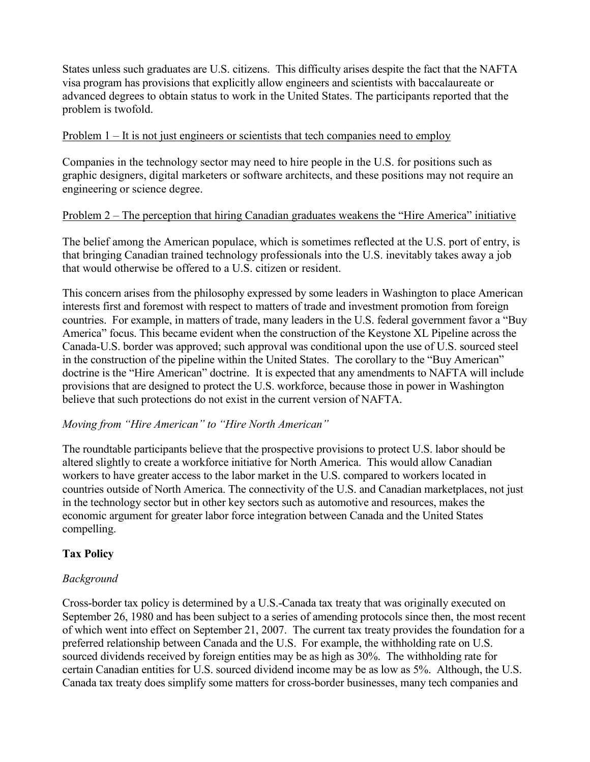States unless such graduates are U.S. citizens. This difficulty arises despite the fact that the NAFTA visa program has provisions that explicitly allow engineers and scientists with baccalaureate or advanced degrees to obtain status to work in the United States. The participants reported that the problem is twofold.

<u>Problem 1 – It is not just engineers or scientists that tech companies need to employ</u>

Companies in the technology sector may need to hire people in the U.S. for positions such as graphic designers, digital marketers or software architects, and these positions may not require an engineering or science degree.

<u>Problem 2 – The perception that hiring Canadian graduates weakens the "Hire America" initiative</u>

The belief among the American populace, which is sometimes reflected at the U.S. port of entry, is that bringing Canadian trained technology professionals into the U.S. inevitably takes away a job that would otherwise be offered to a U.S. citizen or resident.

This concern arises from the philosophy expressed by some leaders in Washington to place American interests first and foremost with respect to matters of trade and investment promotion from foreign countries. For example, in matters of trade, many leaders in the U.S. federal government favor a "Buy America" focus. This became evident when the construction of the Keystone XL Pipeline across the Canada-U.S. border was approved; such approval was conditional upon the use of U.S. sourced steel in the construction of the pipeline within the United States. The corollary to the "Buy American" doctrine is the "Hire American" doctrine. It is expected that any amendments to NAFTA will include provisions that are designed to protect the U.S. workforce, because those in power in Washington believe that such protections do not exist in the current version of NAFTA.

*Moving from "Hire American" to "Hire North American"*

The roundtable participants believe that the prospective provisions to protect U.S. labor should be altered slightly to create a workforce initiative for North America. This would allow Canadian workers to have greater access to the labor market in the U.S. compared to workers located in countries outside of North America. The connectivity of the U.S. and Canadian marketplaces, not just in the technology sector but in other key sectors such as automotive and resources, makes the economic argument for greater labor force integration between Canada and the United States compelling.

**Tax Policy**

*Background*

Cross-border tax policy is determined by a U.S.-Canada tax treaty that was originally executed on September 26, 1980 and has been subject to a series of amending protocols since then, the most recent of which went into effect on September 21, 2007. The current tax treaty provides the foundation for a preferred relationship between Canada and the U.S. For example, the withholding rate on U.S. sourced dividends received by foreign entities may be as high as 30%. The withholding rate for certain Canadian entities for U.S. sourced dividend income may be as low as 5%. Although, the U.S. Canada tax treaty does simplify some matters for cross-border businesses, many tech companies and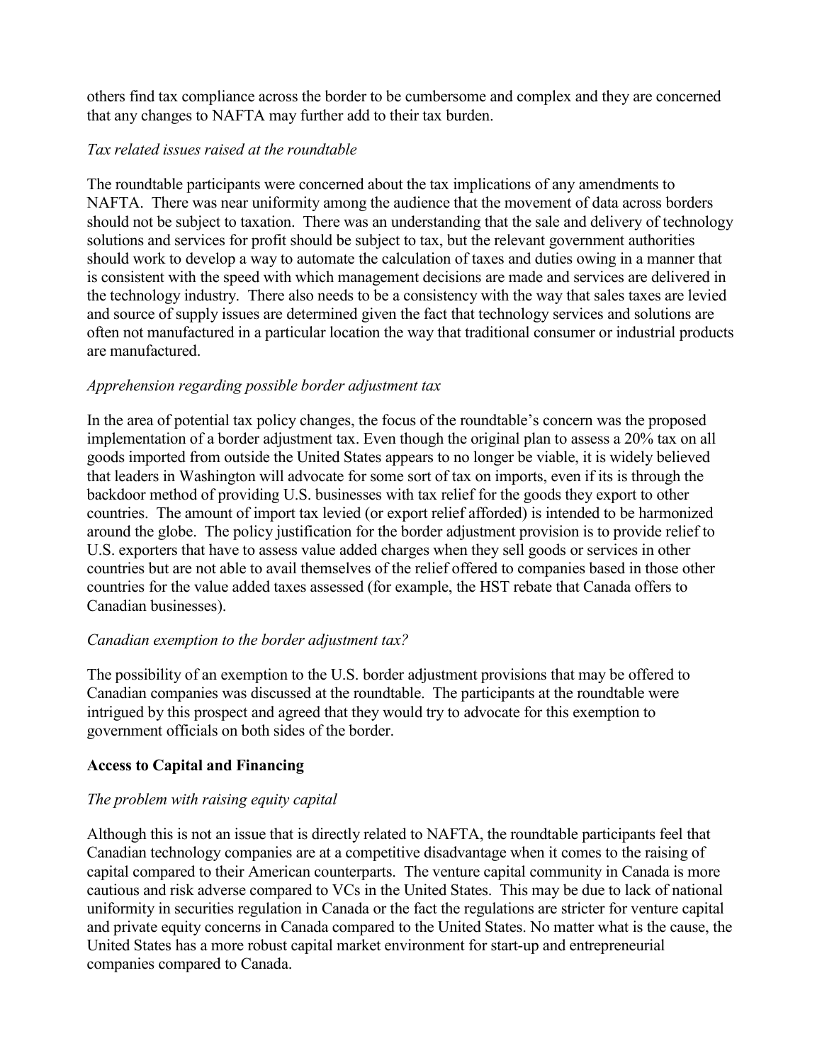others find tax compliance across the border to be cumbersome and complex and they are concerned that any changes to NAFTA may further add to their tax burden.

*Tax related issues raised at the roundtable*

The roundtable participants were concerned about the tax implications of any amendments to NAFTA. There was near uniformity among the audience that the movement of data across borders should not be subject to taxation. There was an understanding that the sale and delivery of technology solutions and services for profit should be subject to tax, but the relevant government authorities should work to develop a way to automate the calculation of taxes and duties owing in a manner that is consistent with the speed with which management decisions are made and services are delivered in the technology industry. There also needs to be a consistency with the way that sales taxes are levied and source of supply issues are determined given the fact that technology services and solutions are often not manufactured in a particular location the way that traditional consumer or industrial products are manufactured.

*Apprehension regarding possible border adjustment tax*

In the area of potential tax policy changes, the focus of the roundtable's concern was the proposed implementation of a border adjustment tax. Even though the original plan to assess a 20% tax on all goods imported from outside the United States appears to no longer be viable, it is widely believed that leaders in Washington will advocate for some sort of tax on imports, even if its is through the backdoor method of providing U.S. businesses with tax relief for the goods they export to other countries. The amount of import tax levied (or export relief afforded) is intended to be harmonized around the globe. The policy justification for the border adjustment provision is to provide relief to U.S. exporters that have to assess value added charges when they sell goods or services in other countries but are not able to avail themselves of the relief offered to companies based in those other countries for the value added taxes assessed (for example, the HST rebate that Canada offers to Canadian businesses).

*Canadian exemption to the border adjustment tax?*

The possibility of an exemption to the U.S. border adjustment provisions that may be offered to Canadian companies was discussed at the roundtable. The participants at the roundtable were intrigued by this prospect and agreed that they would try to advocate for this exemption to government officials on both sides of the border.

**Access to Capital and Financing**

*The problem with raising equity capital*

Although this is not an issue that is directly related to NAFTA, the roundtable participants feel that Canadian technology companies are at a competitive disadvantage when it comes to the raising of capital compared to their American counterparts. The venture capital community in Canada is more cautious and risk adverse compared to VCs in the United States. This may be due to lack of national uniformity in securities regulation in Canada or the fact the regulations are stricter for venture capital and private equity concerns in Canada compared to the United States. No matter what is the cause, the United States has a more robust capital market environment for start-up and entrepreneurial companies compared to Canada.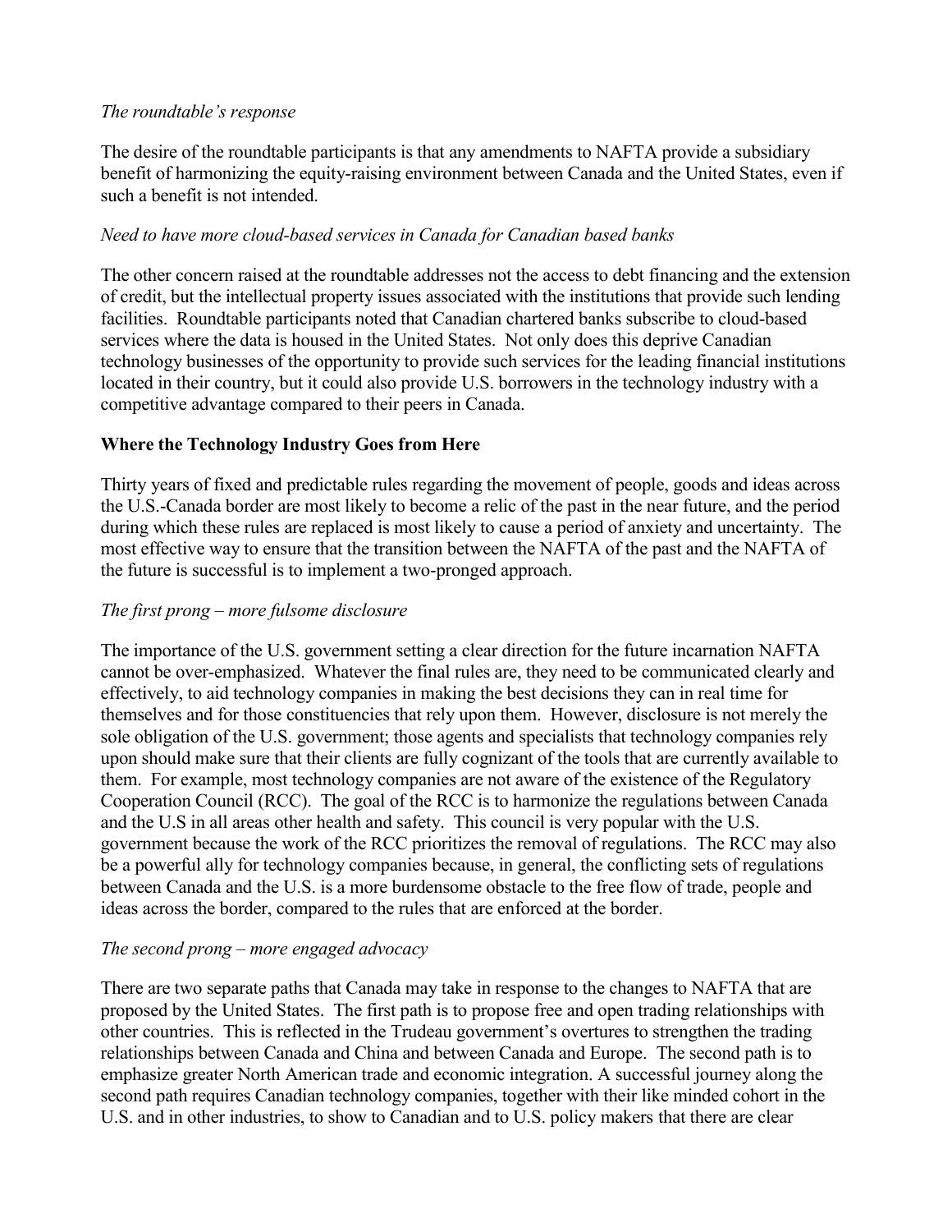*The roundtable's response*

The desire of the roundtable participants is that any amendments to NAFTA provide a subsidiary benefit of harmonizing the equity-raising environment between Canada and the United States, even if such a benefit is not intended.

*Need to have more cloud-based services in Canada for Canadian based banks*

The other concern raised at the roundtable addresses not the access to debt financing and the extension of credit, but the intellectual property issues associated with the institutions that provide such lending facilities. Roundtable participants noted that Canadian chartered banks subscribe to cloud-based services where the data is housed in the United States. Not only does this deprive Canadian technology businesses of the opportunity to provide such services for the leading financial institutions located in their country, but it could also provide U.S. borrowers in the technology industry with a competitive advantage compared to their peers in Canada.

**Where the Technology Industry Goes from Here**

Thirty years of fixed and predictable rules regarding the movement of people, goods and ideas across the U.S.-Canada border are most likely to become a relic of the past in the near future, and the period during which these rules are replaced is most likely to cause a period of anxiety and uncertainty. The most effective way to ensure that the transition between the NAFTA of the past and the NAFTA of the future is successful is to implement a two-pronged approach.

*The first prong – more fulsome disclosure*

The importance of the U.S. government setting a clear direction for the future incarnation NAFTA cannot be over-emphasized. Whatever the final rules are, they need to be communicated clearly and effectively, to aid technology companies in making the best decisions they can in real time for themselves and for those constituencies that rely upon them. However, disclosure is not merely the sole obligation of the U.S. government; those agents and specialists that technology companies rely upon should make sure that their clients are fully cognizant of the tools that are currently available to them. For example, most technology companies are not aware of the existence of the Regulatory Cooperation Council (RCC). The goal of the RCC is to harmonize the regulations between Canada and the U.S in all areas other health and safety. This council is very popular with the U.S. government because the work of the RCC prioritizes the removal of regulations. The RCC may also be a powerful ally for technology companies because, in general, the conflicting sets of regulations between Canada and the U.S. is a more burdensome obstacle to the free flow of trade, people and ideas across the border, compared to the rules that are enforced at the border.

*The second prong – more engaged advocacy*

There are two separate paths that Canada may take in response to the changes to NAFTA that are proposed by the United States. The first path is to propose free and open trading relationships with other countries. This is reflected in the Trudeau government's overtures to strengthen the trading relationships between Canada and China and between Canada and Europe. The second path is to emphasize greater North American trade and economic integration. A successful journey along the second path requires Canadian technology companies, together with their like minded cohort in the U.S. and in other industries, to show to Canadian and to U.S. policy makers that there are clear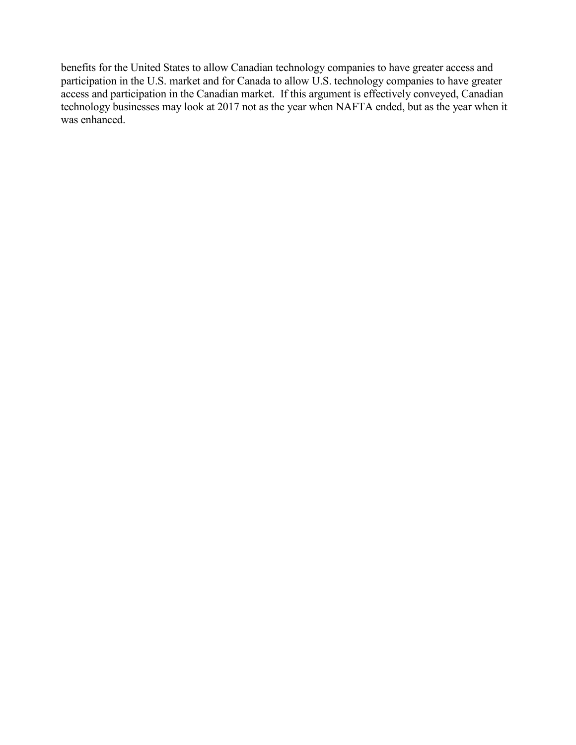benefits for the United States to allow Canadian technology companies to have greater access and participation in the U.S. market and for Canada to allow U.S. technology companies to have greater access and participation in the Canadian market. If this argument is effectively conveyed, Canadian technology businesses may look at 2017 not as the year when NAFTA ended, but as the year when it was enhanced.